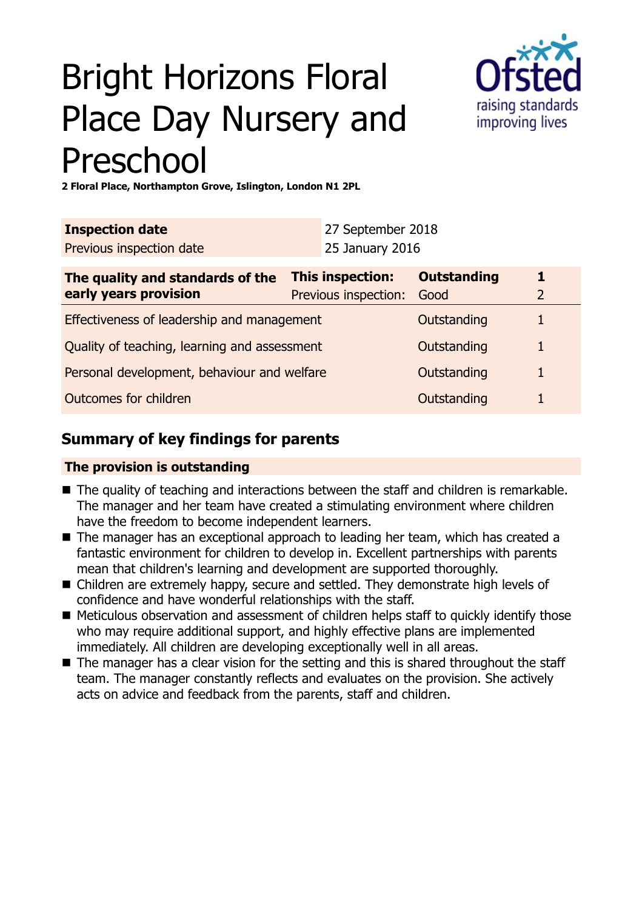# Bright Horizons Floral Place Day Nursery and Preschool

**2 Floral Place, Northampton Grove, Islington, London N1 2PL**

| **Inspection date** | 27 September 2018 |
| --- | --- |
| Previous inspection date | 25 January 2016 |

| **The quality and standards of the early years provision** | **This inspection:** | **Outstanding** | **1** |
| --- | --- | --- | --- |
| | Previous inspection: | Good | 2 |
| Effectiveness of leadership and management | | Outstanding | 1 |
| Quality of teaching, learning and assessment | | Outstanding | 1 |
| Personal development, behaviour and welfare | | Outstanding | 1 |
| Outcomes for children | | Outstanding | 1 |

## Summary of key findings for parents

**The provision is outstanding**

- The quality of teaching and interactions between the staff and children is remarkable. The manager and her team have created a stimulating environment where children have the freedom to become independent learners.
- The manager has an exceptional approach to leading her team, which has created a fantastic environment for children to develop in. Excellent partnerships with parents mean that children's learning and development are supported thoroughly.
- Children are extremely happy, secure and settled. They demonstrate high levels of confidence and have wonderful relationships with the staff.
- Meticulous observation and assessment of children helps staff to quickly identify those who may require additional support, and highly effective plans are implemented immediately. All children are developing exceptionally well in all areas.
- The manager has a clear vision for the setting and this is shared throughout the staff team. The manager constantly reflects and evaluates on the provision. She actively acts on advice and feedback from the parents, staff and children.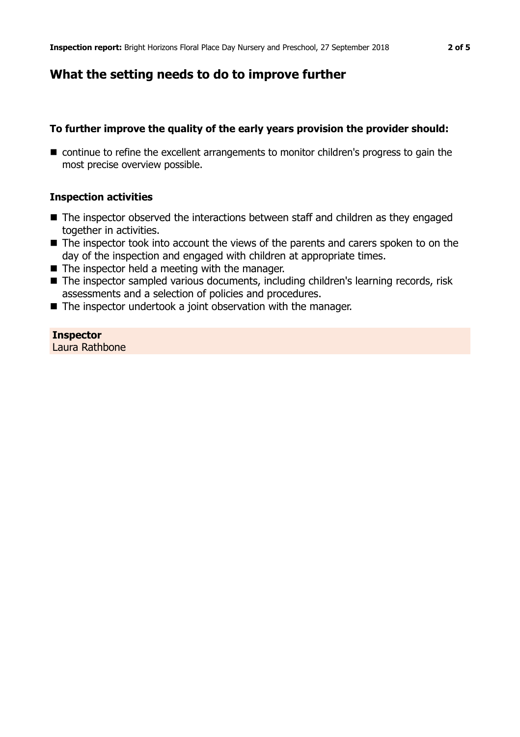## What the setting needs to do to improve further

### To further improve the quality of the early years provision the provider should:

- continue to refine the excellent arrangements to monitor children's progress to gain the most precise overview possible.

### Inspection activities

- The inspector observed the interactions between staff and children as they engaged together in activities.
- The inspector took into account the views of the parents and carers spoken to on the day of the inspection and engaged with children at appropriate times.
- The inspector held a meeting with the manager.
- The inspector sampled various documents, including children's learning records, risk assessments and a selection of policies and procedures.
- The inspector undertook a joint observation with the manager.

**Inspector**
Laura Rathbone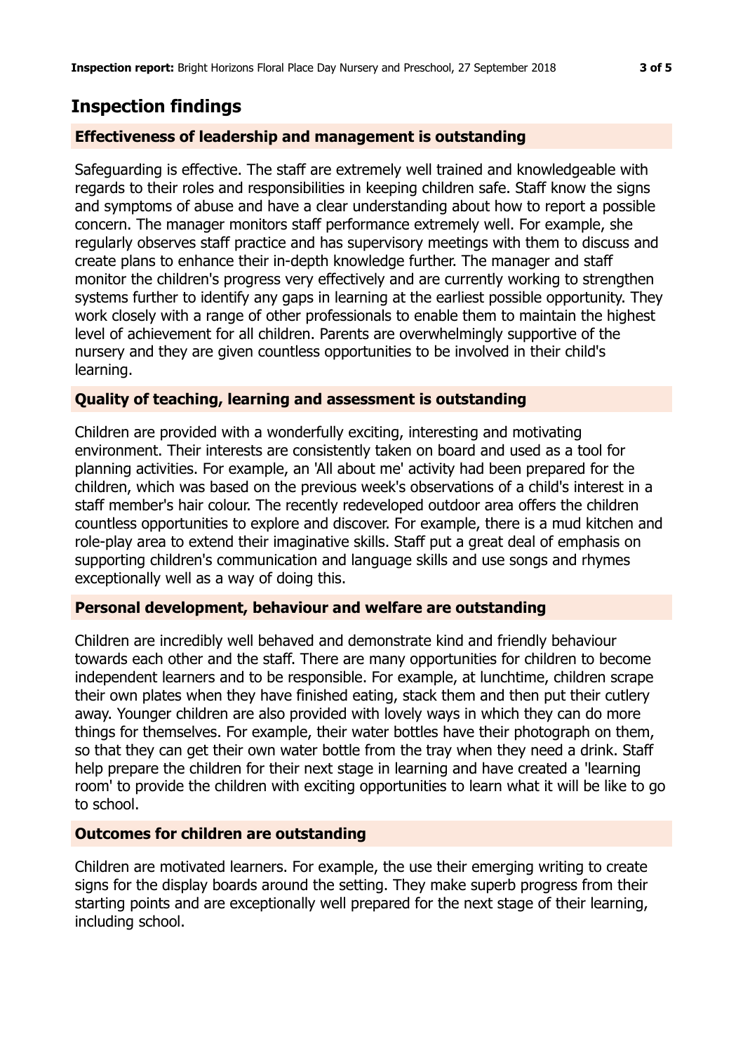## Inspection findings

### Effectiveness of leadership and management is outstanding

Safeguarding is effective. The staff are extremely well trained and knowledgeable with regards to their roles and responsibilities in keeping children safe. Staff know the signs and symptoms of abuse and have a clear understanding about how to report a possible concern. The manager monitors staff performance extremely well. For example, she regularly observes staff practice and has supervisory meetings with them to discuss and create plans to enhance their in-depth knowledge further. The manager and staff monitor the children's progress very effectively and are currently working to strengthen systems further to identify any gaps in learning at the earliest possible opportunity. They work closely with a range of other professionals to enable them to maintain the highest level of achievement for all children. Parents are overwhelmingly supportive of the nursery and they are given countless opportunities to be involved in their child's learning.

### Quality of teaching, learning and assessment is outstanding

Children are provided with a wonderfully exciting, interesting and motivating environment. Their interests are consistently taken on board and used as a tool for planning activities. For example, an 'All about me' activity had been prepared for the children, which was based on the previous week's observations of a child's interest in a staff member's hair colour. The recently redeveloped outdoor area offers the children countless opportunities to explore and discover. For example, there is a mud kitchen and role-play area to extend their imaginative skills. Staff put a great deal of emphasis on supporting children's communication and language skills and use songs and rhymes exceptionally well as a way of doing this.

### Personal development, behaviour and welfare are outstanding

Children are incredibly well behaved and demonstrate kind and friendly behaviour towards each other and the staff. There are many opportunities for children to become independent learners and to be responsible. For example, at lunchtime, children scrape their own plates when they have finished eating, stack them and then put their cutlery away. Younger children are also provided with lovely ways in which they can do more things for themselves. For example, their water bottles have their photograph on them, so that they can get their own water bottle from the tray when they need a drink. Staff help prepare the children for their next stage in learning and have created a 'learning room' to provide the children with exciting opportunities to learn what it will be like to go to school.

### Outcomes for children are outstanding

Children are motivated learners. For example, the use their emerging writing to create signs for the display boards around the setting. They make superb progress from their starting points and are exceptionally well prepared for the next stage of their learning, including school.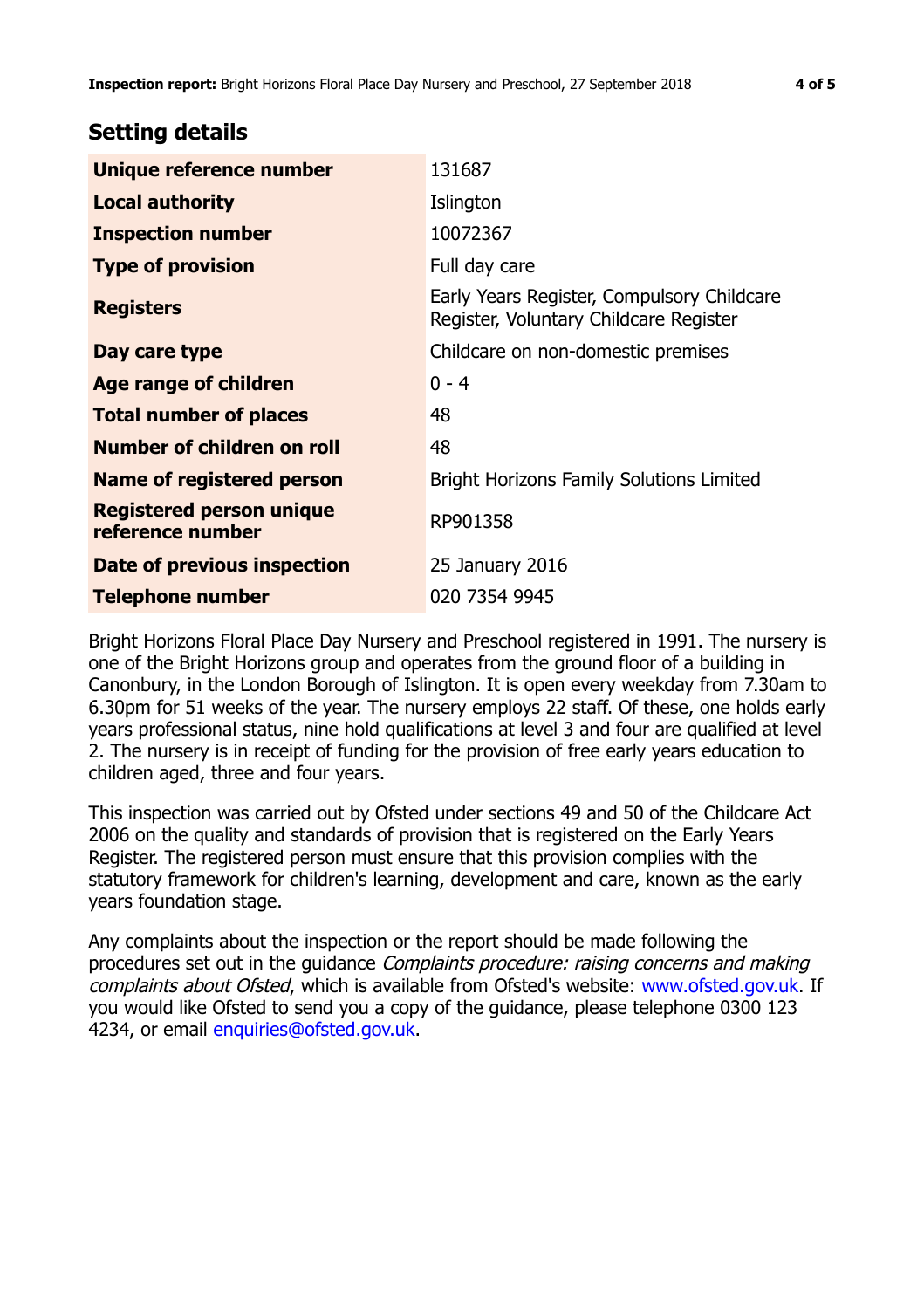## Setting details

| | |
|---|---|
| **Unique reference number** | 131687 |
| **Local authority** | Islington |
| **Inspection number** | 10072367 |
| **Type of provision** | Full day care |
| **Registers** | Early Years Register, Compulsory Childcare Register, Voluntary Childcare Register |
| **Day care type** | Childcare on non-domestic premises |
| **Age range of children** | 0 - 4 |
| **Total number of places** | 48 |
| **Number of children on roll** | 48 |
| **Name of registered person** | Bright Horizons Family Solutions Limited |
| **Registered person unique reference number** | RP901358 |
| **Date of previous inspection** | 25 January 2016 |
| **Telephone number** | 020 7354 9945 |

Bright Horizons Floral Place Day Nursery and Preschool registered in 1991. The nursery is one of the Bright Horizons group and operates from the ground floor of a building in Canonbury, in the London Borough of Islington. It is open every weekday from 7.30am to 6.30pm for 51 weeks of the year. The nursery employs 22 staff. Of these, one holds early years professional status, nine hold qualifications at level 3 and four are qualified at level 2. The nursery is in receipt of funding for the provision of free early years education to children aged, three and four years.

This inspection was carried out by Ofsted under sections 49 and 50 of the Childcare Act 2006 on the quality and standards of provision that is registered on the Early Years Register. The registered person must ensure that this provision complies with the statutory framework for children's learning, development and care, known as the early years foundation stage.

Any complaints about the inspection or the report should be made following the procedures set out in the guidance *Complaints procedure: raising concerns and making complaints about Ofsted*, which is available from Ofsted's website: www.ofsted.gov.uk. If you would like Ofsted to send you a copy of the guidance, please telephone 0300 123 4234, or email enquiries@ofsted.gov.uk.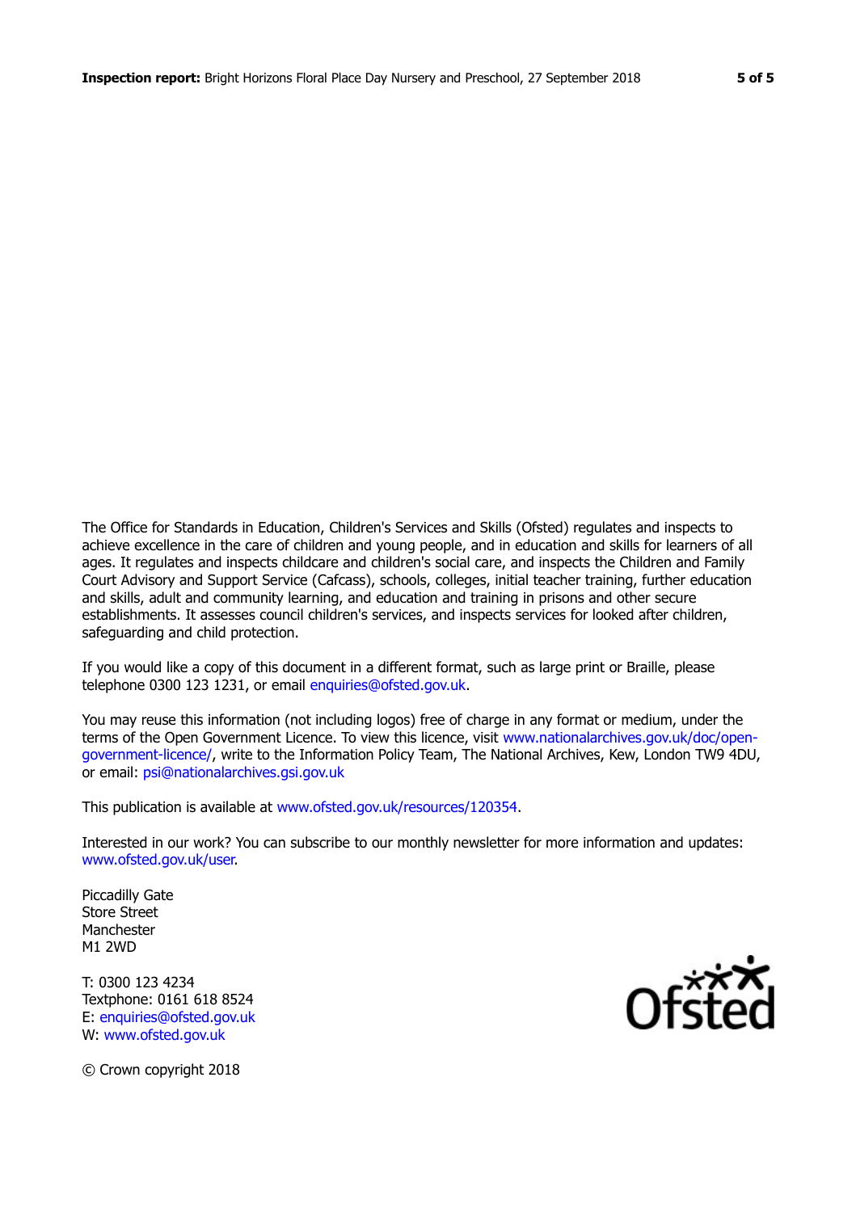The Office for Standards in Education, Children's Services and Skills (Ofsted) regulates and inspects to achieve excellence in the care of children and young people, and in education and skills for learners of all ages. It regulates and inspects childcare and children's social care, and inspects the Children and Family Court Advisory and Support Service (Cafcass), schools, colleges, initial teacher training, further education and skills, adult and community learning, and education and training in prisons and other secure establishments. It assesses council children's services, and inspects services for looked after children, safeguarding and child protection.

If you would like a copy of this document in a different format, such as large print or Braille, please telephone 0300 123 1231, or email enquiries@ofsted.gov.uk.

You may reuse this information (not including logos) free of charge in any format or medium, under the terms of the Open Government Licence. To view this licence, visit www.nationalarchives.gov.uk/doc/open-government-licence/, write to the Information Policy Team, The National Archives, Kew, London TW9 4DU, or email: psi@nationalarchives.gsi.gov.uk

This publication is available at www.ofsted.gov.uk/resources/120354.

Interested in our work? You can subscribe to our monthly newsletter for more information and updates: www.ofsted.gov.uk/user.

Piccadilly Gate
Store Street
Manchester
M1 2WD

T: 0300 123 4234
Textphone: 0161 618 8524
E: enquiries@ofsted.gov.uk
W: www.ofsted.gov.uk

© Crown copyright 2018